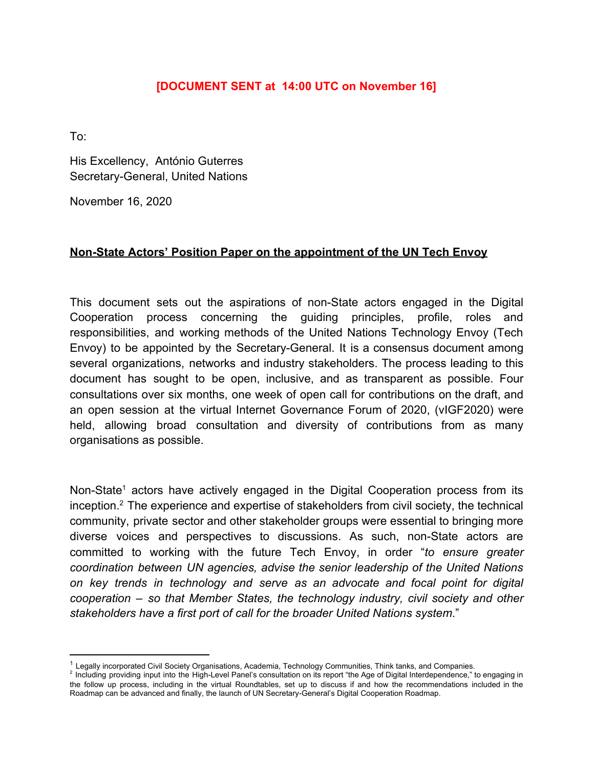**[DOCUMENT SENT at 14:00 UTC on November 16]**

To:

His Excellency, António Guterres
Secretary-General, United Nations

November 16, 2020

## **Non-State Actors' Position Paper on the appointment of the UN Tech Envoy**

This document sets out the aspirations of non-State actors engaged in the Digital Cooperation process concerning the guiding principles, profile, roles and responsibilities, and working methods of the United Nations Technology Envoy (Tech Envoy) to be appointed by the Secretary-General. It is a consensus document among several organizations, networks and industry stakeholders. The process leading to this document has sought to be open, inclusive, and as transparent as possible. Four consultations over six months, one week of open call for contributions on the draft, and an open session at the virtual Internet Governance Forum of 2020, (vIGF2020) were held, allowing broad consultation and diversity of contributions from as many organisations as possible.

Non-State[1] actors have actively engaged in the Digital Cooperation process from its inception.[2] The experience and expertise of stakeholders from civil society, the technical community, private sector and other stakeholder groups were essential to bringing more diverse voices and perspectives to discussions. As such, non-State actors are committed to working with the future Tech Envoy, in order "*to ensure greater coordination between UN agencies, advise the senior leadership of the United Nations on key trends in technology and serve as an advocate and focal point for digital cooperation – so that Member States, the technology industry, civil society and other stakeholders have a first port of call for the broader United Nations system*."

[1] Legally incorporated Civil Society Organisations, Academia, Technology Communities, Think tanks, and Companies.

[2] Including providing input into the High-Level Panel's consultation on its report "the Age of Digital Interdependence," to engaging in the follow up process, including in the virtual Roundtables, set up to discuss if and how the recommendations included in the Roadmap can be advanced and finally, the launch of UN Secretary-General's Digital Cooperation Roadmap.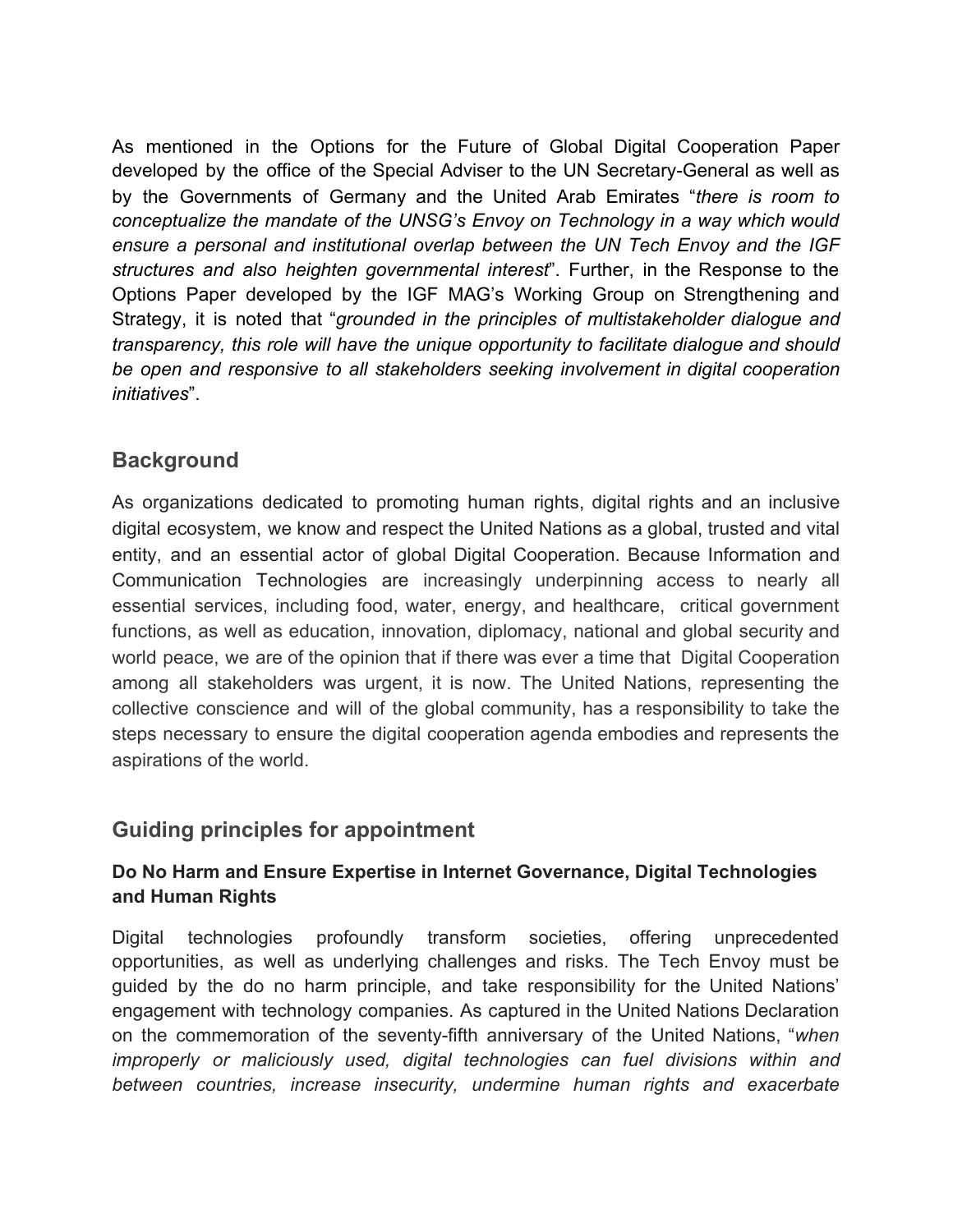As mentioned in the Options for the Future of Global Digital Cooperation Paper developed by the office of the Special Adviser to the UN Secretary-General as well as by the Governments of Germany and the United Arab Emirates "*there is room to conceptualize the mandate of the UNSG's Envoy on Technology in a way which would ensure a personal and institutional overlap between the UN Tech Envoy and the IGF structures and also heighten governmental interest*". Further, in the Response to the Options Paper developed by the IGF MAG's Working Group on Strengthening and Strategy, it is noted that "*grounded in the principles of multistakeholder dialogue and transparency, this role will have the unique opportunity to facilitate dialogue and should be open and responsive to all stakeholders seeking involvement in digital cooperation initiatives*".

## Background

As organizations dedicated to promoting human rights, digital rights and an inclusive digital ecosystem, we know and respect the United Nations as a global, trusted and vital entity, and an essential actor of global Digital Cooperation. Because Information and Communication Technologies are increasingly underpinning access to nearly all essential services, including food, water, energy, and healthcare, critical government functions, as well as education, innovation, diplomacy, national and global security and world peace, we are of the opinion that if there was ever a time that Digital Cooperation among all stakeholders was urgent, it is now. The United Nations, representing the collective conscience and will of the global community, has a responsibility to take the steps necessary to ensure the digital cooperation agenda embodies and represents the aspirations of the world.

## Guiding principles for appointment

### Do No Harm and Ensure Expertise in Internet Governance, Digital Technologies and Human Rights

Digital technologies profoundly transform societies, offering unprecedented opportunities, as well as underlying challenges and risks. The Tech Envoy must be guided by the do no harm principle, and take responsibility for the United Nations' engagement with technology companies. As captured in the United Nations Declaration on the commemoration of the seventy-fifth anniversary of the United Nations, "*when improperly or maliciously used, digital technologies can fuel divisions within and between countries, increase insecurity, undermine human rights and exacerbate*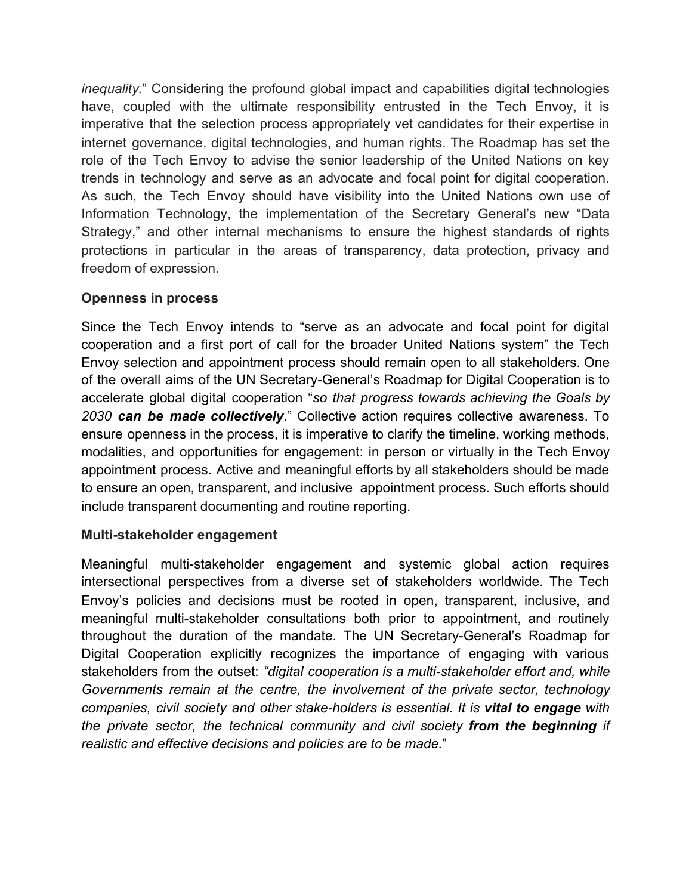*inequality.*" Considering the profound global impact and capabilities digital technologies have, coupled with the ultimate responsibility entrusted in the Tech Envoy, it is imperative that the selection process appropriately vet candidates for their expertise in internet governance, digital technologies, and human rights. The Roadmap has set the role of the Tech Envoy to advise the senior leadership of the United Nations on key trends in technology and serve as an advocate and focal point for digital cooperation. As such, the Tech Envoy should have visibility into the United Nations own use of Information Technology, the implementation of the Secretary General's new "Data Strategy," and other internal mechanisms to ensure the highest standards of rights protections in particular in the areas of transparency, data protection, privacy and freedom of expression.

**Openness in process**

Since the Tech Envoy intends to "serve as an advocate and focal point for digital cooperation and a first port of call for the broader United Nations system" the Tech Envoy selection and appointment process should remain open to all stakeholders. One of the overall aims of the UN Secretary-General's Roadmap for Digital Cooperation is to accelerate global digital cooperation "*so that progress towards achieving the Goals by 2030* ***can be made collectively***." Collective action requires collective awareness. To ensure openness in the process, it is imperative to clarify the timeline, working methods, modalities, and opportunities for engagement: in person or virtually in the Tech Envoy appointment process. Active and meaningful efforts by all stakeholders should be made to ensure an open, transparent, and inclusive appointment process. Such efforts should include transparent documenting and routine reporting.

**Multi-stakeholder engagement**

Meaningful multi-stakeholder engagement and systemic global action requires intersectional perspectives from a diverse set of stakeholders worldwide. The Tech Envoy's policies and decisions must be rooted in open, transparent, inclusive, and meaningful multi-stakeholder consultations both prior to appointment, and routinely throughout the duration of the mandate. The UN Secretary-General's Roadmap for Digital Cooperation explicitly recognizes the importance of engaging with various stakeholders from the outset: *"digital cooperation is a multi-stakeholder effort and, while Governments remain at the centre, the involvement of the private sector, technology companies, civil society and other stake-holders is essential. It is* ***vital to engage*** *with the private sector, the technical community and civil society* ***from the beginning*** *if realistic and effective decisions and policies are to be made.*"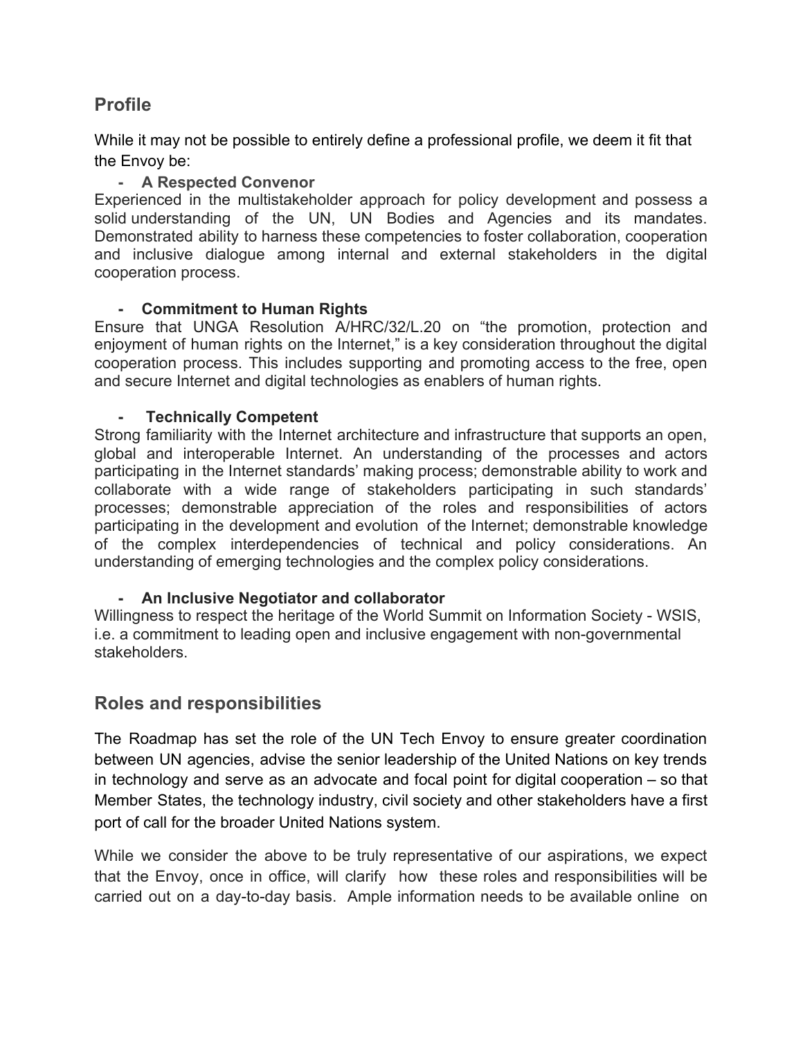## Profile

While it may not be possible to entirely define a professional profile, we deem it fit that the Envoy be:

- **A Respected Convenor**

Experienced in the multistakeholder approach for policy development and possess a solid understanding of the UN, UN Bodies and Agencies and its mandates. Demonstrated ability to harness these competencies to foster collaboration, cooperation and inclusive dialogue among internal and external stakeholders in the digital cooperation process.

- **Commitment to Human Rights**

Ensure that UNGA Resolution A/HRC/32/L.20 on "the promotion, protection and enjoyment of human rights on the Internet," is a key consideration throughout the digital cooperation process. This includes supporting and promoting access to the free, open and secure Internet and digital technologies as enablers of human rights.

- **Technically Competent**

Strong familiarity with the Internet architecture and infrastructure that supports an open, global and interoperable Internet. An understanding of the processes and actors participating in the Internet standards' making process; demonstrable ability to work and collaborate with a wide range of stakeholders participating in such standards' processes; demonstrable appreciation of the roles and responsibilities of actors participating in the development and evolution of the Internet; demonstrable knowledge of the complex interdependencies of technical and policy considerations. An understanding of emerging technologies and the complex policy considerations.

- **An Inclusive Negotiator and collaborator**

Willingness to respect the heritage of the World Summit on Information Society - WSIS, i.e. a commitment to leading open and inclusive engagement with non-governmental stakeholders.

## Roles and responsibilities

The Roadmap has set the role of the UN Tech Envoy to ensure greater coordination between UN agencies, advise the senior leadership of the United Nations on key trends in technology and serve as an advocate and focal point for digital cooperation – so that Member States, the technology industry, civil society and other stakeholders have a first port of call for the broader United Nations system.

While we consider the above to be truly representative of our aspirations, we expect that the Envoy, once in office, will clarify how these roles and responsibilities will be carried out on a day-to-day basis. Ample information needs to be available online on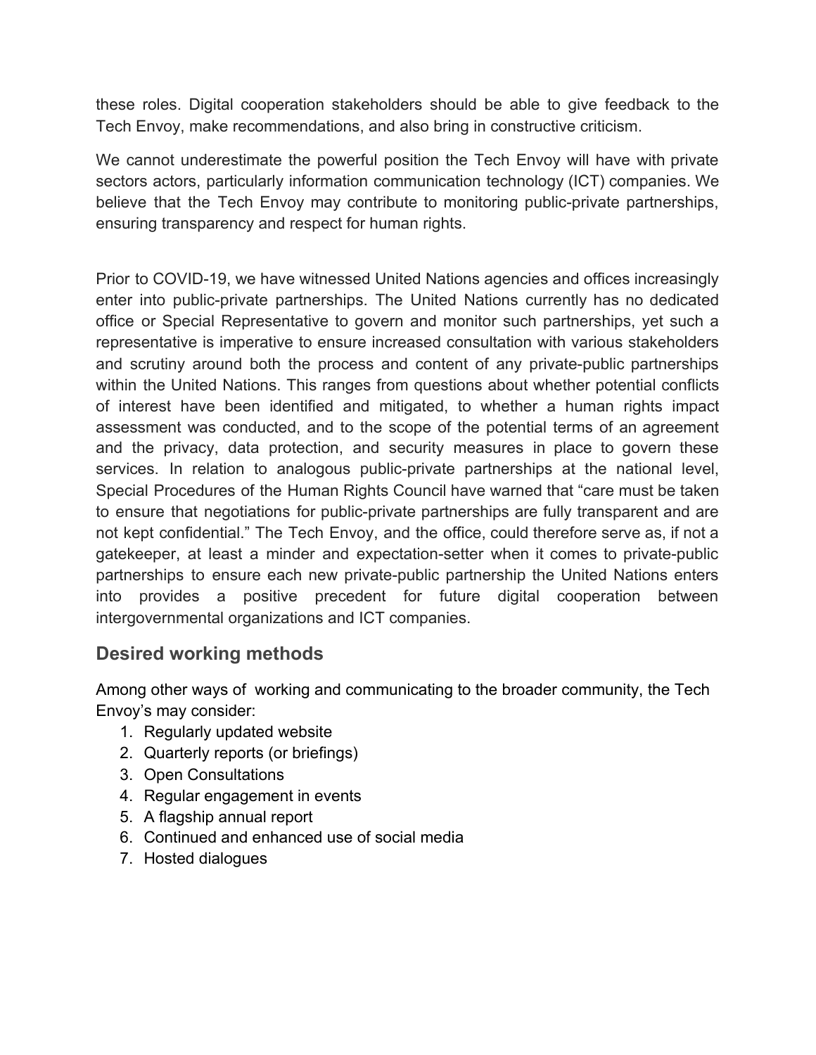these roles. Digital cooperation stakeholders should be able to give feedback to the Tech Envoy, make recommendations, and also bring in constructive criticism.

We cannot underestimate the powerful position the Tech Envoy will have with private sectors actors, particularly information communication technology (ICT) companies. We believe that the Tech Envoy may contribute to monitoring public-private partnerships, ensuring transparency and respect for human rights.

Prior to COVID-19, we have witnessed United Nations agencies and offices increasingly enter into public-private partnerships. The United Nations currently has no dedicated office or Special Representative to govern and monitor such partnerships, yet such a representative is imperative to ensure increased consultation with various stakeholders and scrutiny around both the process and content of any private-public partnerships within the United Nations. This ranges from questions about whether potential conflicts of interest have been identified and mitigated, to whether a human rights impact assessment was conducted, and to the scope of the potential terms of an agreement and the privacy, data protection, and security measures in place to govern these services. In relation to analogous public-private partnerships at the national level, Special Procedures of the Human Rights Council have warned that "care must be taken to ensure that negotiations for public-private partnerships are fully transparent and are not kept confidential." The Tech Envoy, and the office, could therefore serve as, if not a gatekeeper, at least a minder and expectation-setter when it comes to private-public partnerships to ensure each new private-public partnership the United Nations enters into provides a positive precedent for future digital cooperation between intergovernmental organizations and ICT companies.

## Desired working methods

Among other ways of working and communicating to the broader community, the Tech Envoy's may consider:

1. Regularly updated website
2. Quarterly reports (or briefings)
3. Open Consultations
4. Regular engagement in events
5. A flagship annual report
6. Continued and enhanced use of social media
7. Hosted dialogues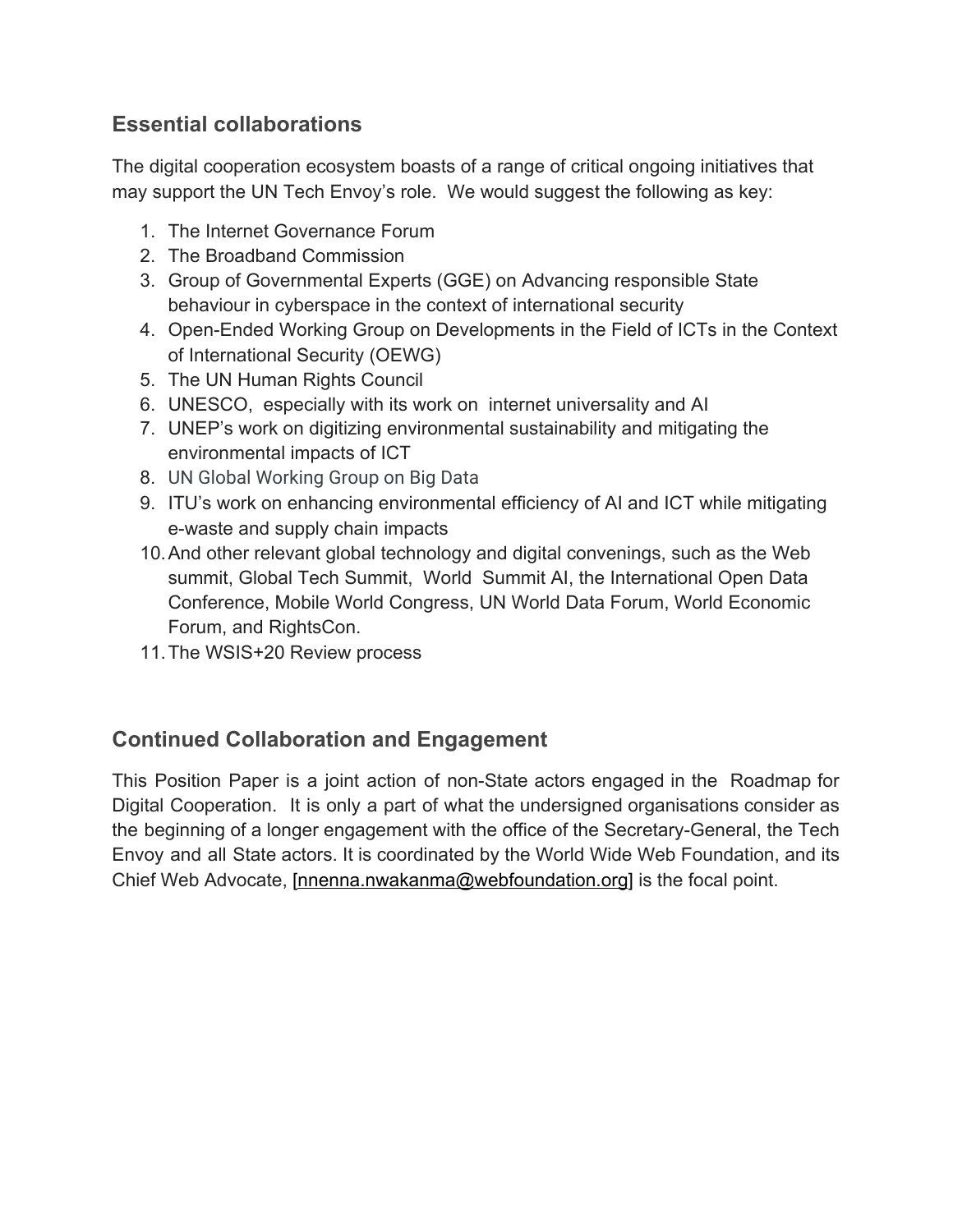## Essential collaborations

The digital cooperation ecosystem boasts of a range of critical ongoing initiatives that may support the UN Tech Envoy's role. We would suggest the following as key:

1. The Internet Governance Forum
2. The Broadband Commission
3. Group of Governmental Experts (GGE) on Advancing responsible State behaviour in cyberspace in the context of international security
4. Open-Ended Working Group on Developments in the Field of ICTs in the Context of International Security (OEWG)
5. The UN Human Rights Council
6. UNESCO, especially with its work on internet universality and AI
7. UNEP's work on digitizing environmental sustainability and mitigating the environmental impacts of ICT
8. UN Global Working Group on Big Data
9. ITU's work on enhancing environmental efficiency of AI and ICT while mitigating e-waste and supply chain impacts
10. And other relevant global technology and digital convenings, such as the Web summit, Global Tech Summit, World Summit AI, the International Open Data Conference, Mobile World Congress, UN World Data Forum, World Economic Forum, and RightsCon.
11. The WSIS+20 Review process

## Continued Collaboration and Engagement

This Position Paper is a joint action of non-State actors engaged in the Roadmap for Digital Cooperation. It is only a part of what the undersigned organisations consider as the beginning of a longer engagement with the office of the Secretary-General, the Tech Envoy and all State actors. It is coordinated by the World Wide Web Foundation, and its Chief Web Advocate, [nnenna.nwakanma@webfoundation.org] is the focal point.